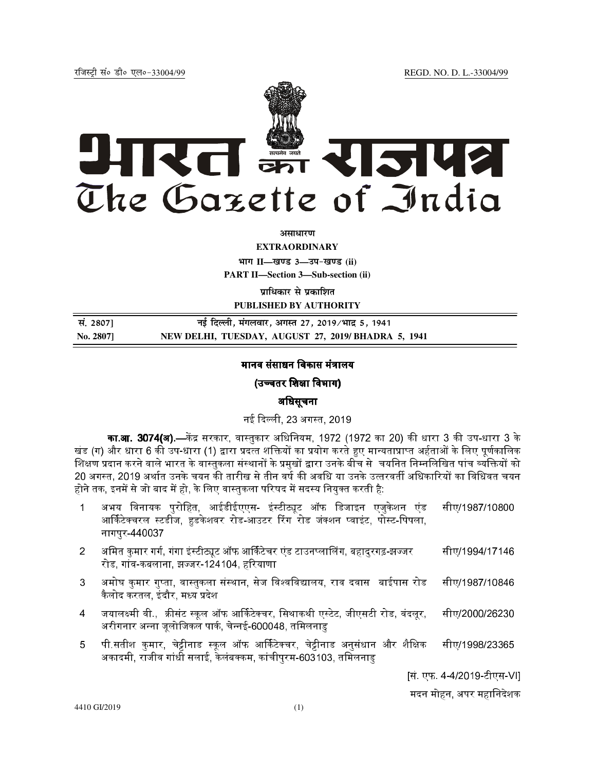रजिस्ट्री सं० डी० एल०-33004/99 REGD. NO. D. L.-33004/99

# भारत का राजपत्र
# The Gazette of India

**असाधारण**

**EXTRAORDINARY**

**भाग II—खण्ड 3—उप-खण्ड (ii)**

**PART II—Section 3—Sub-section (ii)**

**प्राधिकार से प्रकाशित**

**PUBLISHED BY AUTHORITY**

| सं. 2807] | नई दिल्ली, मंगलवार, अगस्त 27, 2019/भाद्र 5, 1941 |
|---|---|
| **No. 2807]** | **NEW DELHI, TUESDAY, AUGUST 27, 2019/ BHADRA 5, 1941** |

## मानव संसाधन विकास मंत्रालय

### (उच्चतर शिक्षा विभाग)

### अधिसूचना

नई दिल्ली, 23 अगस्त, 2019

**का.आ. 3074(अ).**—केंद्र सरकार, वास्तुकार अधिनियम, 1972 (1972 का 20) की धारा 3 की उप-धारा 3 के खंड (ग) और धारा 6 की उप-धारा (1) द्वारा प्रदत्त शक्तियों का प्रयोग करते हुए मान्यताप्राप्त अर्हताओं के लिए पूर्णकालिक शिक्षण प्रदान करने वाले भारत के वास्तुकला संस्थानों के प्रमुखों द्वारा उनके बीच से चयनित निम्नलिखित पांच व्यक्तियों को 20 अगस्त, 2019 अर्थात उनके चयन की तारीख से तीन वर्ष की अवधि या उनके उत्तरवर्ती अधिकारियों का विधिवत चयन होने तक, इनमें से जो बाद में हो, के लिए वास्तुकला परिषद में सदस्य नियुक्त करती है:

| | | |
|---|---|---|
| 1 | अभय विनायक पुरोहित, आईडीईएएस- इंस्टीट्यूट ऑफ डिजाइन एजुकेशन एंड आर्किटेक्चरल स्टडीज, हुडकेशवर रोड-आउटर रिंग रोड जंक्शन प्वाइंट, पोस्ट-पिपला, नागपुर-440037 | सीए/1987/10800 |
| 2 | अमित कुमार गर्ग, गंगा इंस्टीट्यूट ऑफ आर्किटेचर एंड टाउनप्लानिंग, बहादुरगढ़-झज्जर रोड, गांव-कबलाना, झज्जर-124104, हरियाणा | सीए/1994/17146 |
| 3 | अमोघ कुमार गुप्ता, वास्तुकला संस्थान, सेज विश्वविद्यालय, राव दवास बाईपास रोड कैलोद करतल, इंदौर, मध्य प्रदेश | सीए/1987/10846 |
| 4 | जयालक्ष्मी वी., क्रीसंट स्कूल ऑफ आर्किटेक्चर, सिथाकथी एस्टेट, जीएसटी रोड, वंदलूर, अरीगनार अन्ना जूलोजिकल पार्क, चेन्नई-600048, तमिलनाडु | सीए/2000/26230 |
| 5 | पी.सतीश कुमार, चेट्टीनाड स्कूल ऑफ आर्किटेक्चर, चेट्टीनाड अनुसंधान और शैक्षिक अकादमी, राजीव गांधी सलाई, केलंबक्कम, कांचीपुरम-603103, तमिलनाडु | सीए/1998/23365 |

[सं. एफ. 4-4/2019-टीएस-VI]

मदन मोहन, अपर महानिदेशक

4410 GI/2019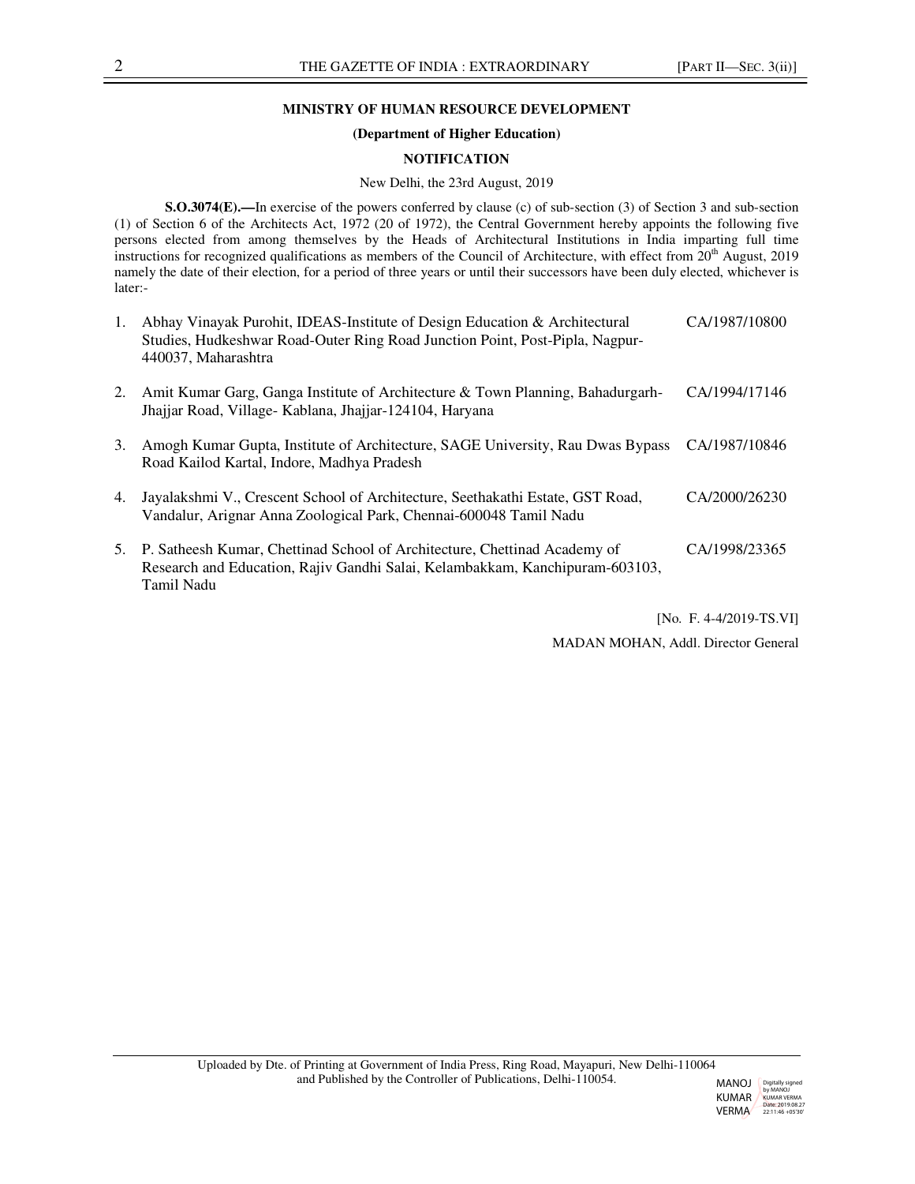**MINISTRY OF HUMAN RESOURCE DEVELOPMENT**

**(Department of Higher Education)**

**NOTIFICATION**

New Delhi, the 23rd August, 2019

**S.O.3074(E).—**In exercise of the powers conferred by clause (c) of sub-section (3) of Section 3 and sub-section (1) of Section 6 of the Architects Act, 1972 (20 of 1972), the Central Government hereby appoints the following five persons elected from among themselves by the Heads of Architectural Institutions in India imparting full time instructions for recognized qualifications as members of the Council of Architecture, with effect from 20th August, 2019 namely the date of their election, for a period of three years or until their successors have been duly elected, whichever is later:-

| | | |
|---|---|---|
| 1. | Abhay Vinayak Purohit, IDEAS-Institute of Design Education & Architectural Studies, Hudkeshwar Road-Outer Ring Road Junction Point, Post-Pipla, Nagpur-440037, Maharashtra | CA/1987/10800 |
| 2. | Amit Kumar Garg, Ganga Institute of Architecture & Town Planning, Bahadurgarh-Jhajjar Road, Village- Kablana, Jhajjar-124104, Haryana | CA/1994/17146 |
| 3. | Amogh Kumar Gupta, Institute of Architecture, SAGE University, Rau Dwas Bypass Road Kailod Kartal, Indore, Madhya Pradesh | CA/1987/10846 |
| 4. | Jayalakshmi V., Crescent School of Architecture, Seethakathi Estate, GST Road, Vandalur, Arignar Anna Zoological Park, Chennai-600048 Tamil Nadu | CA/2000/26230 |
| 5. | P. Satheesh Kumar, Chettinad School of Architecture, Chettinad Academy of Research and Education, Rajiv Gandhi Salai, Kelambakkam, Kanchipuram-603103, Tamil Nadu | CA/1998/23365 |

[No. F. 4-4/2019-TS.VI]

MADAN MOHAN, Addl. Director General

Uploaded by Dte. of Printing at Government of India Press, Ring Road, Mayapuri, New Delhi-110064 and Published by the Controller of Publications, Delhi-110054.

MANOJ KUMAR VERMA Digitally signed by MANOJ KUMAR VERMA Date: 2019.08.27 22:11:46 +05'30'